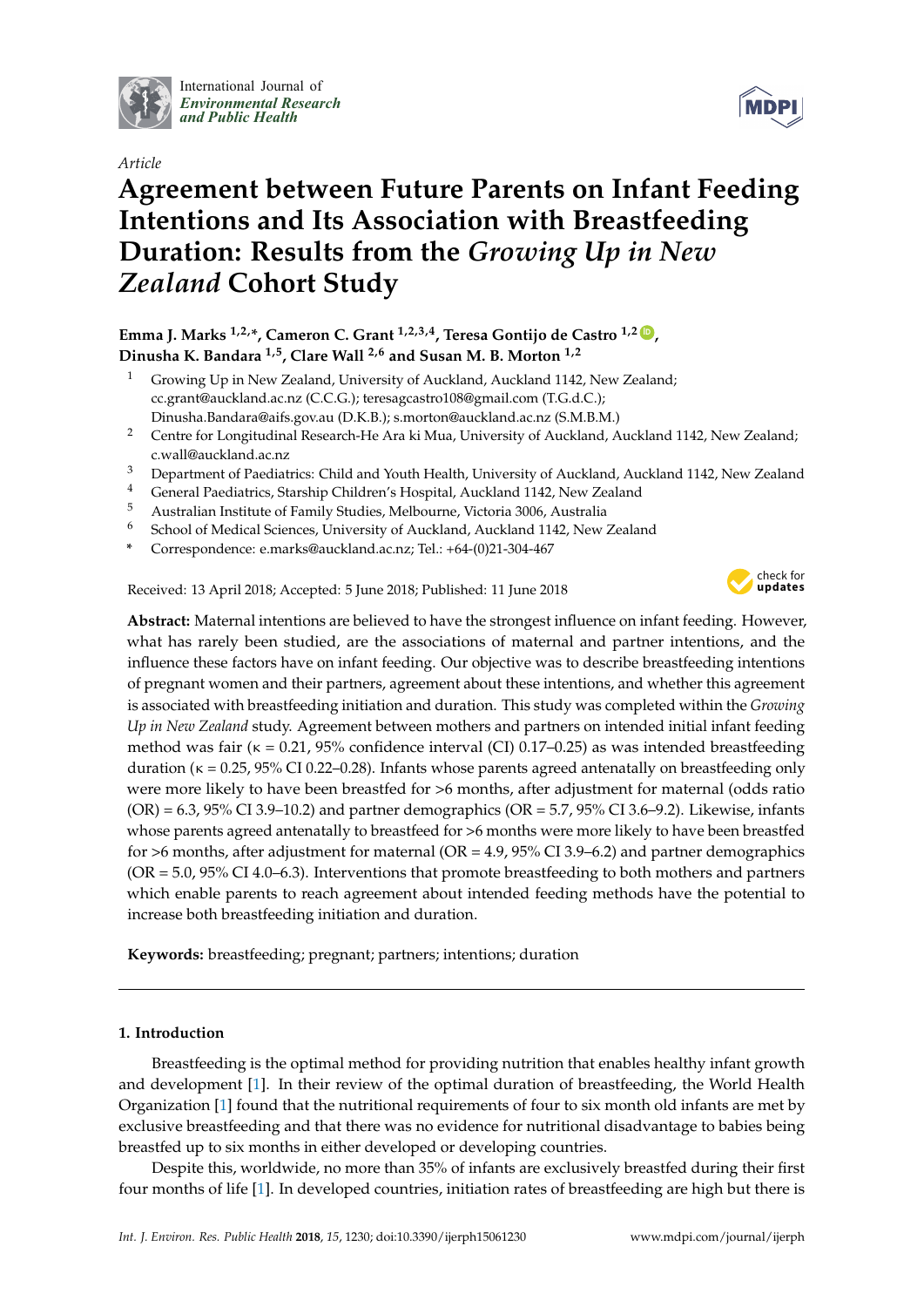International Journal of *Environmental Research and Public Health*

*Article*

# Agreement between Future Parents on Infant Feeding Intentions and Its Association with Breastfeeding Duration: Results from the *Growing Up in New Zealand* Cohort Study

**Emma J. Marks [1,2,*], Cameron C. Grant [1,2,3,4], Teresa Gontijo de Castro [1,2], Dinusha K. Bandara [1,5], Clare Wall [2,6] and Susan M. B. Morton [1,2]**

1. Growing Up in New Zealand, University of Auckland, Auckland 1142, New Zealand; cc.grant@auckland.ac.nz (C.C.G.); teresagcastro108@gmail.com (T.G.d.C.); Dinusha.Bandara@aifs.gov.au (D.K.B.); s.morton@auckland.ac.nz (S.M.B.M.)
2. Centre for Longitudinal Research-He Ara ki Mua, University of Auckland, Auckland 1142, New Zealand; c.wall@auckland.ac.nz
3. Department of Paediatrics: Child and Youth Health, University of Auckland, Auckland 1142, New Zealand
4. General Paediatrics, Starship Children's Hospital, Auckland 1142, New Zealand
5. Australian Institute of Family Studies, Melbourne, Victoria 3006, Australia
6. School of Medical Sciences, University of Auckland, Auckland 1142, New Zealand

\* Correspondence: e.marks@auckland.ac.nz; Tel.: +64-(0)21-304-467

Received: 13 April 2018; Accepted: 5 June 2018; Published: 11 June 2018

**Abstract:** Maternal intentions are believed to have the strongest influence on infant feeding. However, what has rarely been studied, are the associations of maternal and partner intentions, and the influence these factors have on infant feeding. Our objective was to describe breastfeeding intentions of pregnant women and their partners, agreement about these intentions, and whether this agreement is associated with breastfeeding initiation and duration. This study was completed within the *Growing Up in New Zealand* study. Agreement between mothers and partners on intended initial infant feeding method was fair ($\kappa = 0.21$, 95% confidence interval (CI) 0.17–0.25) as was intended breastfeeding duration ($\kappa = 0.25$, 95% CI 0.22–0.28). Infants whose parents agreed antenatally on breastfeeding only were more likely to have been breastfed for >6 months, after adjustment for maternal (odds ratio (OR) = 6.3, 95% CI 3.9–10.2) and partner demographics (OR = 5.7, 95% CI 3.6–9.2). Likewise, infants whose parents agreed antenatally to breastfeed for >6 months were more likely to have been breastfed for >6 months, after adjustment for maternal (OR = 4.9, 95% CI 3.9–6.2) and partner demographics (OR = 5.0, 95% CI 4.0–6.3). Interventions that promote breastfeeding to both mothers and partners which enable parents to reach agreement about intended feeding methods have the potential to increase both breastfeeding initiation and duration.

**Keywords:** breastfeeding; pregnant; partners; intentions; duration

## 1. Introduction

Breastfeeding is the optimal method for providing nutrition that enables healthy infant growth and development [1]. In their review of the optimal duration of breastfeeding, the World Health Organization [1] found that the nutritional requirements of four to six month old infants are met by exclusive breastfeeding and that there was no evidence for nutritional disadvantage to babies being breastfed up to six months in either developed or developing countries.

Despite this, worldwide, no more than 35% of infants are exclusively breastfed during their first four months of life [1]. In developed countries, initiation rates of breastfeeding are high but there is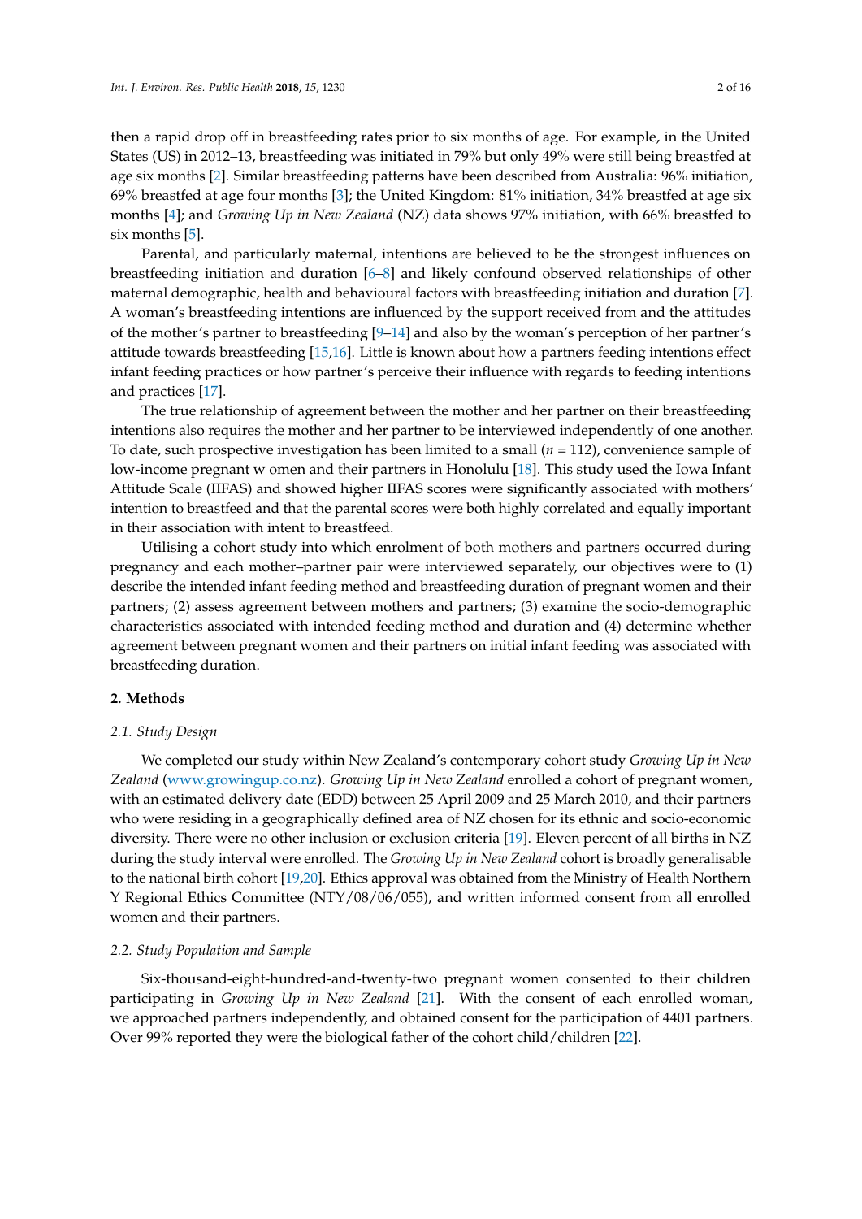then a rapid drop off in breastfeeding rates prior to six months of age. For example, in the United States (US) in 2012–13, breastfeeding was initiated in 79% but only 49% were still being breastfed at age six months [2]. Similar breastfeeding patterns have been described from Australia: 96% initiation, 69% breastfed at age four months [3]; the United Kingdom: 81% initiation, 34% breastfed at age six months [4]; and *Growing Up in New Zealand* (NZ) data shows 97% initiation, with 66% breastfed to six months [5].

Parental, and particularly maternal, intentions are believed to be the strongest influences on breastfeeding initiation and duration [6–8] and likely confound observed relationships of other maternal demographic, health and behavioural factors with breastfeeding initiation and duration [7]. A woman's breastfeeding intentions are influenced by the support received from and the attitudes of the mother's partner to breastfeeding [9–14] and also by the woman's perception of her partner's attitude towards breastfeeding [15,16]. Little is known about how a partners feeding intentions effect infant feeding practices or how partner's perceive their influence with regards to feeding intentions and practices [17].

The true relationship of agreement between the mother and her partner on their breastfeeding intentions also requires the mother and her partner to be interviewed independently of one another. To date, such prospective investigation has been limited to a small ($n$ = 112), convenience sample of low-income pregnant w omen and their partners in Honolulu [18]. This study used the Iowa Infant Attitude Scale (IIFAS) and showed higher IIFAS scores were significantly associated with mothers' intention to breastfeed and that the parental scores were both highly correlated and equally important in their association with intent to breastfeed.

Utilising a cohort study into which enrolment of both mothers and partners occurred during pregnancy and each mother–partner pair were interviewed separately, our objectives were to (1) describe the intended infant feeding method and breastfeeding duration of pregnant women and their partners; (2) assess agreement between mothers and partners; (3) examine the socio-demographic characteristics associated with intended feeding method and duration and (4) determine whether agreement between pregnant women and their partners on initial infant feeding was associated with breastfeeding duration.

## 2. Methods

### 2.1. Study Design

We completed our study within New Zealand's contemporary cohort study *Growing Up in New Zealand* (www.growingup.co.nz). *Growing Up in New Zealand* enrolled a cohort of pregnant women, with an estimated delivery date (EDD) between 25 April 2009 and 25 March 2010, and their partners who were residing in a geographically defined area of NZ chosen for its ethnic and socio-economic diversity. There were no other inclusion or exclusion criteria [19]. Eleven percent of all births in NZ during the study interval were enrolled. The *Growing Up in New Zealand* cohort is broadly generalisable to the national birth cohort [19,20]. Ethics approval was obtained from the Ministry of Health Northern Y Regional Ethics Committee (NTY/08/06/055), and written informed consent from all enrolled women and their partners.

### 2.2. Study Population and Sample

Six-thousand-eight-hundred-and-twenty-two pregnant women consented to their children participating in *Growing Up in New Zealand* [21]. With the consent of each enrolled woman, we approached partners independently, and obtained consent for the participation of 4401 partners. Over 99% reported they were the biological father of the cohort child/children [22].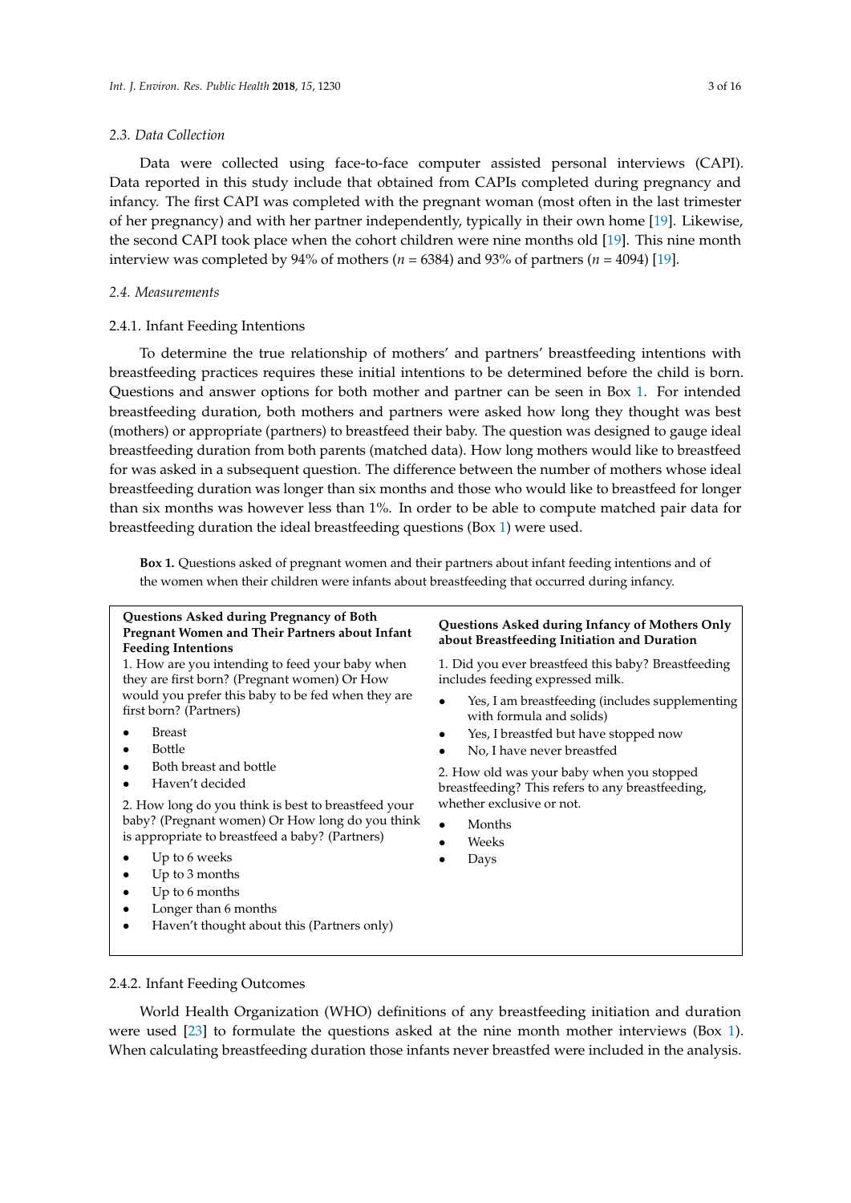### 2.3. Data Collection

Data were collected using face-to-face computer assisted personal interviews (CAPI). Data reported in this study include that obtained from CAPIs completed during pregnancy and infancy. The first CAPI was completed with the pregnant woman (most often in the last trimester of her pregnancy) and with her partner independently, typically in their own home [19]. Likewise, the second CAPI took place when the cohort children were nine months old [19]. This nine month interview was completed by 94% of mothers ($n$ = 6384) and 93% of partners ($n$ = 4094) [19].

### 2.4. Measurements

#### 2.4.1. Infant Feeding Intentions

To determine the true relationship of mothers' and partners' breastfeeding intentions with breastfeeding practices requires these initial intentions to be determined before the child is born. Questions and answer options for both mother and partner can be seen in Box 1. For intended breastfeeding duration, both mothers and partners were asked how long they thought was best (mothers) or appropriate (partners) to breastfeed their baby. The question was designed to gauge ideal breastfeeding duration from both parents (matched data). How long mothers would like to breastfeed for was asked in a subsequent question. The difference between the number of mothers whose ideal breastfeeding duration was longer than six months and those who would like to breastfeed for longer than six months was however less than 1%. In order to be able to compute matched pair data for breastfeeding duration the ideal breastfeeding questions (Box 1) were used.

**Box 1.** Questions asked of pregnant women and their partners about infant feeding intentions and of the women when their children were infants about breastfeeding that occurred during infancy.

**Questions Asked during Pregnancy of Both Pregnant Women and Their Partners about Infant Feeding Intentions**

1. How are you intending to feed your baby when they are first born? (Pregnant women) Or How would you prefer this baby to be fed when they are first born? (Partners)
   - Breast
   - Bottle
   - Both breast and bottle
   - Haven't decided
2. How long do you think is best to breastfeed your baby? (Pregnant women) Or How long do you think is appropriate to breastfeed a baby? (Partners)
   - Up to 6 weeks
   - Up to 3 months
   - Up to 6 months
   - Longer than 6 months
   - Haven't thought about this (Partners only)

**Questions Asked during Infancy of Mothers Only about Breastfeeding Initiation and Duration**

1. Did you ever breastfeed this baby? Breastfeeding includes feeding expressed milk.
   - Yes, I am breastfeeding (includes supplementing with formula and solids)
   - Yes, I breastfed but have stopped now
   - No, I have never breastfed
2. How old was your baby when you stopped breastfeeding? This refers to any breastfeeding, whether exclusive or not.
   - Months
   - Weeks
   - Days

#### 2.4.2. Infant Feeding Outcomes

World Health Organization (WHO) definitions of any breastfeeding initiation and duration were used [23] to formulate the questions asked at the nine month mother interviews (Box 1). When calculating breastfeeding duration those infants never breastfed were included in the analysis.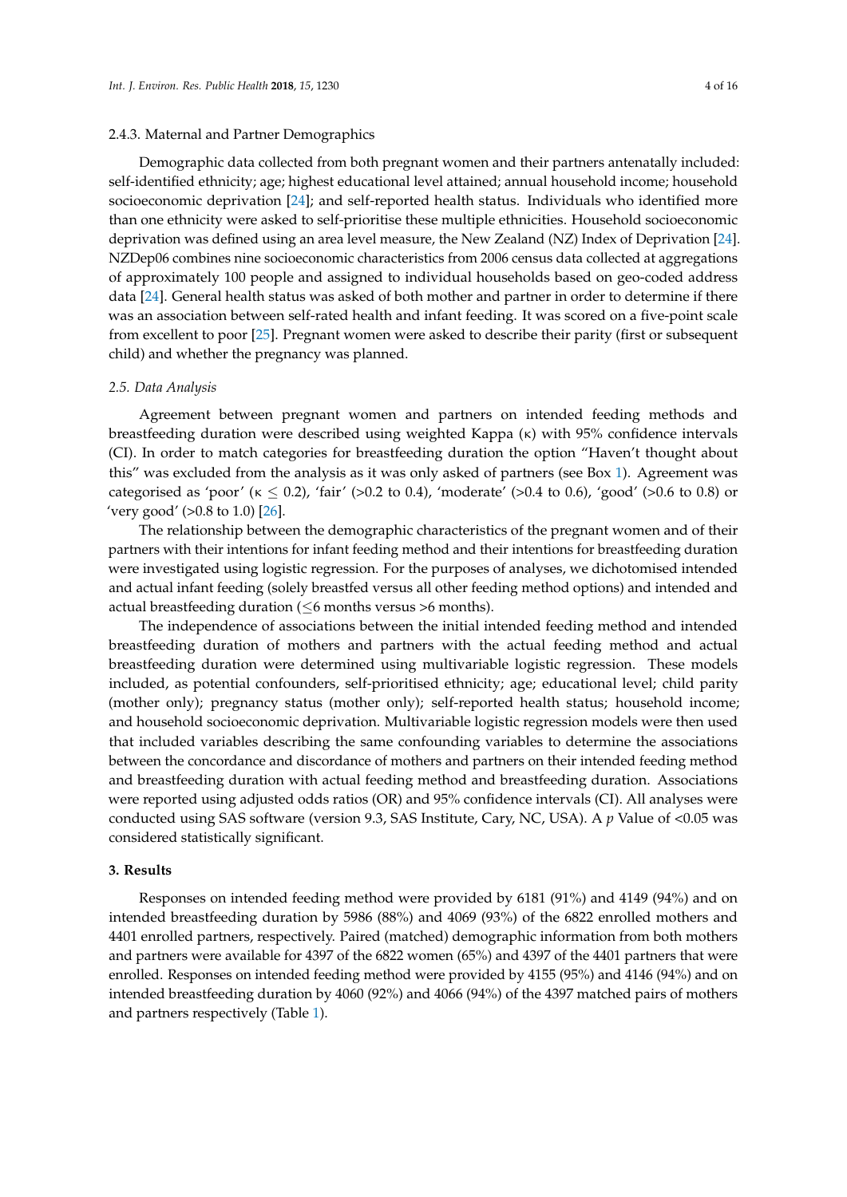#### 2.4.3. Maternal and Partner Demographics

Demographic data collected from both pregnant women and their partners antenatally included: self-identified ethnicity; age; highest educational level attained; annual household income; household socioeconomic deprivation [24]; and self-reported health status. Individuals who identified more than one ethnicity were asked to self-prioritise these multiple ethnicities. Household socioeconomic deprivation was defined using an area level measure, the New Zealand (NZ) Index of Deprivation [24]. NZDep06 combines nine socioeconomic characteristics from 2006 census data collected at aggregations of approximately 100 people and assigned to individual households based on geo-coded address data [24]. General health status was asked of both mother and partner in order to determine if there was an association between self-rated health and infant feeding. It was scored on a five-point scale from excellent to poor [25]. Pregnant women were asked to describe their parity (first or subsequent child) and whether the pregnancy was planned.

### *2.5. Data Analysis*

Agreement between pregnant women and partners on intended feeding methods and breastfeeding duration were described using weighted Kappa ($\kappa$) with 95% confidence intervals (CI). In order to match categories for breastfeeding duration the option "Haven't thought about this" was excluded from the analysis as it was only asked of partners (see Box 1). Agreement was categorised as 'poor' ($\kappa \leq 0.2$), 'fair' (>0.2 to 0.4), 'moderate' (>0.4 to 0.6), 'good' (>0.6 to 0.8) or 'very good' (>0.8 to 1.0) [26].

The relationship between the demographic characteristics of the pregnant women and of their partners with their intentions for infant feeding method and their intentions for breastfeeding duration were investigated using logistic regression. For the purposes of analyses, we dichotomised intended and actual infant feeding (solely breastfed versus all other feeding method options) and intended and actual breastfeeding duration ($\leq$6 months versus >6 months).

The independence of associations between the initial intended feeding method and intended breastfeeding duration of mothers and partners with the actual feeding method and actual breastfeeding duration were determined using multivariable logistic regression. These models included, as potential confounders, self-prioritised ethnicity; age; educational level; child parity (mother only); pregnancy status (mother only); self-reported health status; household income; and household socioeconomic deprivation. Multivariable logistic regression models were then used that included variables describing the same confounding variables to determine the associations between the concordance and discordance of mothers and partners on their intended feeding method and breastfeeding duration with actual feeding method and breastfeeding duration. Associations were reported using adjusted odds ratios (OR) and 95% confidence intervals (CI). All analyses were conducted using SAS software (version 9.3, SAS Institute, Cary, NC, USA). A $p$ Value of <0.05 was considered statistically significant.

## 3. Results

Responses on intended feeding method were provided by 6181 (91%) and 4149 (94%) and on intended breastfeeding duration by 5986 (88%) and 4069 (93%) of the 6822 enrolled mothers and 4401 enrolled partners, respectively. Paired (matched) demographic information from both mothers and partners were available for 4397 of the 6822 women (65%) and 4397 of the 4401 partners that were enrolled. Responses on intended feeding method were provided by 4155 (95%) and 4146 (94%) and on intended breastfeeding duration by 4060 (92%) and 4066 (94%) of the 4397 matched pairs of mothers and partners respectively (Table 1).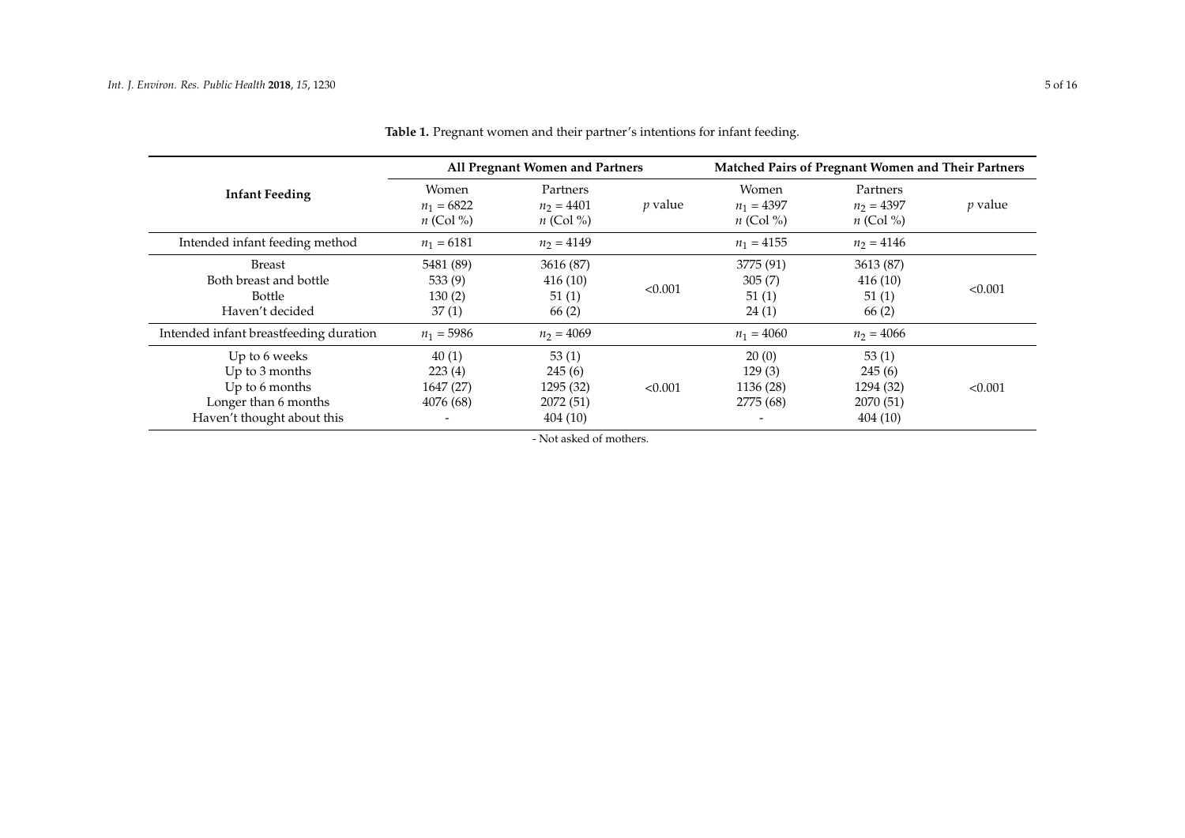**Table 1.** Pregnant women and their partner's intentions for infant feeding.

| Infant Feeding | All Pregnant Women and Partners | | | Matched Pairs of Pregnant Women and Their Partners | | |
|---|---|---|---|---|---|---|
| | Women $n_1 = 6822$ $n$ (Col %) | Partners $n_2 = 4401$ $n$ (Col %) | $p$ value | Women $n_1 = 4397$ $n$ (Col %) | Partners $n_2 = 4397$ $n$ (Col %) | $p$ value |
| Intended infant feeding method | $n_1 = 6181$ | $n_2 = 4149$ | | $n_1 = 4155$ | $n_2 = 4146$ | |
| Breast | 5481 (89) | 3616 (87) | <0.001 | 3775 (91) | 3613 (87) | <0.001 |
| Both breast and bottle | 533 (9) | 416 (10) | | 305 (7) | 416 (10) | |
| Bottle | 130 (2) | 51 (1) | | 51 (1) | 51 (1) | |
| Haven't decided | 37 (1) | 66 (2) | | 24 (1) | 66 (2) | |
| Intended infant breastfeeding duration | $n_1 = 5986$ | $n_2 = 4069$ | | $n_1 = 4060$ | $n_2 = 4066$ | |
| Up to 6 weeks | 40 (1) | 53 (1) | <0.001 | 20 (0) | 53 (1) | <0.001 |
| Up to 3 months | 223 (4) | 245 (6) | | 129 (3) | 245 (6) | |
| Up to 6 months | 1647 (27) | 1295 (32) | | 1136 (28) | 1294 (32) | |
| Longer than 6 months | 4076 (68) | 2072 (51) | | 2775 (68) | 2070 (51) | |
| Haven't thought about this | - | 404 (10) | | - | 404 (10) | |

- Not asked of mothers.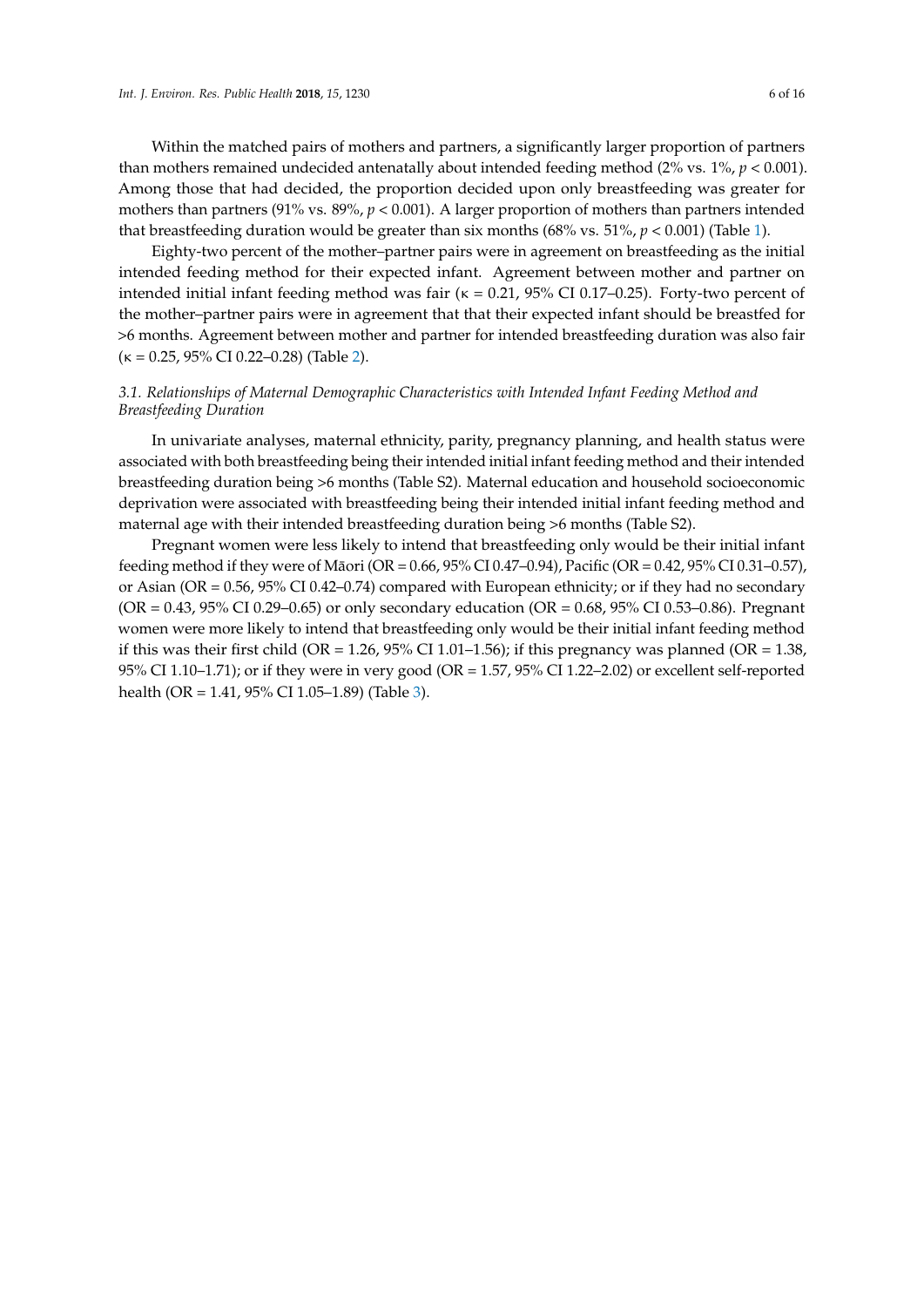Within the matched pairs of mothers and partners, a significantly larger proportion of partners than mothers remained undecided antenatally about intended feeding method (2% vs. 1%, $p < 0.001$). Among those that had decided, the proportion decided upon only breastfeeding was greater for mothers than partners (91% vs. 89%, $p < 0.001$). A larger proportion of mothers than partners intended that breastfeeding duration would be greater than six months (68% vs. 51%, $p < 0.001$) (Table 1).

Eighty-two percent of the mother–partner pairs were in agreement on breastfeeding as the initial intended feeding method for their expected infant. Agreement between mother and partner on intended initial infant feeding method was fair ($\kappa = 0.21$, 95% CI 0.17–0.25). Forty-two percent of the mother–partner pairs were in agreement that that their expected infant should be breastfed for >6 months. Agreement between mother and partner for intended breastfeeding duration was also fair ($\kappa = 0.25$, 95% CI 0.22–0.28) (Table 2).

### *3.1. Relationships of Maternal Demographic Characteristics with Intended Infant Feeding Method and Breastfeeding Duration*

In univariate analyses, maternal ethnicity, parity, pregnancy planning, and health status were associated with both breastfeeding being their intended initial infant feeding method and their intended breastfeeding duration being >6 months (Table S2). Maternal education and household socioeconomic deprivation were associated with breastfeeding being their intended initial infant feeding method and maternal age with their intended breastfeeding duration being >6 months (Table S2).

Pregnant women were less likely to intend that breastfeeding only would be their initial infant feeding method if they were of Māori (OR = 0.66, 95% CI 0.47–0.94), Pacific (OR = 0.42, 95% CI 0.31–0.57), or Asian (OR = 0.56, 95% CI 0.42–0.74) compared with European ethnicity; or if they had no secondary (OR = 0.43, 95% CI 0.29–0.65) or only secondary education (OR = 0.68, 95% CI 0.53–0.86). Pregnant women were more likely to intend that breastfeeding only would be their initial infant feeding method if this was their first child (OR = 1.26, 95% CI 1.01–1.56); if this pregnancy was planned (OR = 1.38, 95% CI 1.10–1.71); or if they were in very good (OR = 1.57, 95% CI 1.22–2.02) or excellent self-reported health (OR = 1.41, 95% CI 1.05–1.89) (Table 3).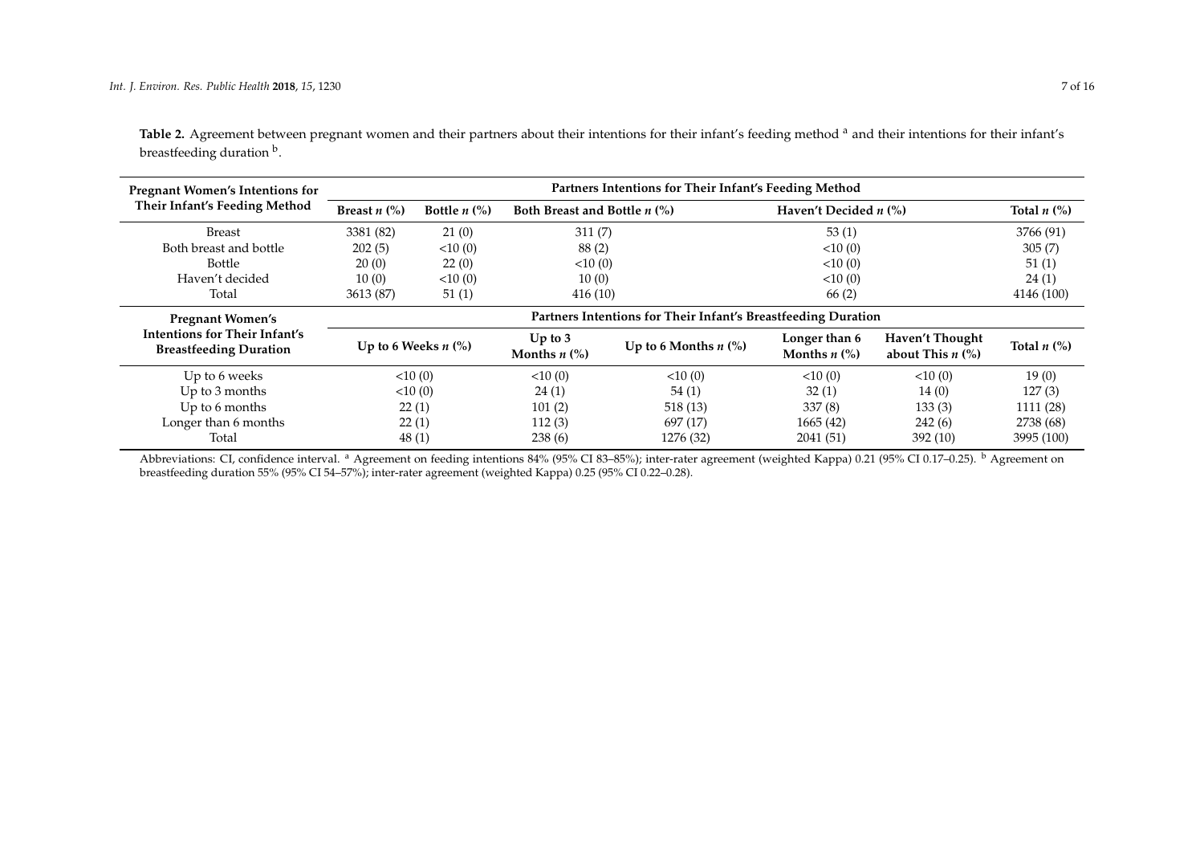**Table 2.** Agreement between pregnant women and their partners about their intentions for their infant's feeding method [a] and their intentions for their infant's breastfeeding duration [b].

| Pregnant Women's Intentions for Their Infant's Feeding Method | Partners Intentions for Their Infant's Feeding Method | | | | |
|---|---|---|---|---|---|
| | Breast *n* (%) | Bottle *n* (%) | Both Breast and Bottle *n* (%) | Haven't Decided *n* (%) | Total *n* (%) |
| Breast | 3381 (82) | 21 (0) | 311 (7) | 53 (1) | 3766 (91) |
| Both breast and bottle | 202 (5) | <10 (0) | 88 (2) | <10 (0) | 305 (7) |
| Bottle | 20 (0) | 22 (0) | <10 (0) | <10 (0) | 51 (1) |
| Haven't decided | 10 (0) | <10 (0) | 10 (0) | <10 (0) | 24 (1) |
| Total | 3613 (87) | 51 (1) | 416 (10) | 66 (2) | 4146 (100) |

| Pregnant Women's Intentions for Their Infant's Breastfeeding Duration | Partners Intentions for Their Infant's Breastfeeding Duration | | | | | |
|---|---|---|---|---|---|---|
| | Up to 6 Weeks *n* (%) | Up to 3 Months *n* (%) | Up to 6 Months *n* (%) | Longer than 6 Months *n* (%) | Haven't Thought about This *n* (%) | Total *n* (%) |
| Up to 6 weeks | <10 (0) | <10 (0) | <10 (0) | <10 (0) | <10 (0) | 19 (0) |
| Up to 3 months | <10 (0) | 24 (1) | 54 (1) | 32 (1) | 14 (0) | 127 (3) |
| Up to 6 months | 22 (1) | 101 (2) | 518 (13) | 337 (8) | 133 (3) | 1111 (28) |
| Longer than 6 months | 22 (1) | 112 (3) | 697 (17) | 1665 (42) | 242 (6) | 2738 (68) |
| Total | 48 (1) | 238 (6) | 1276 (32) | 2041 (51) | 392 (10) | 3995 (100) |

Abbreviations: CI, confidence interval. [a] Agreement on feeding intentions 84% (95% CI 83–85%); inter-rater agreement (weighted Kappa) 0.21 (95% CI 0.17–0.25). [b] Agreement on breastfeeding duration 55% (95% CI 54–57%); inter-rater agreement (weighted Kappa) 0.25 (95% CI 0.22–0.28).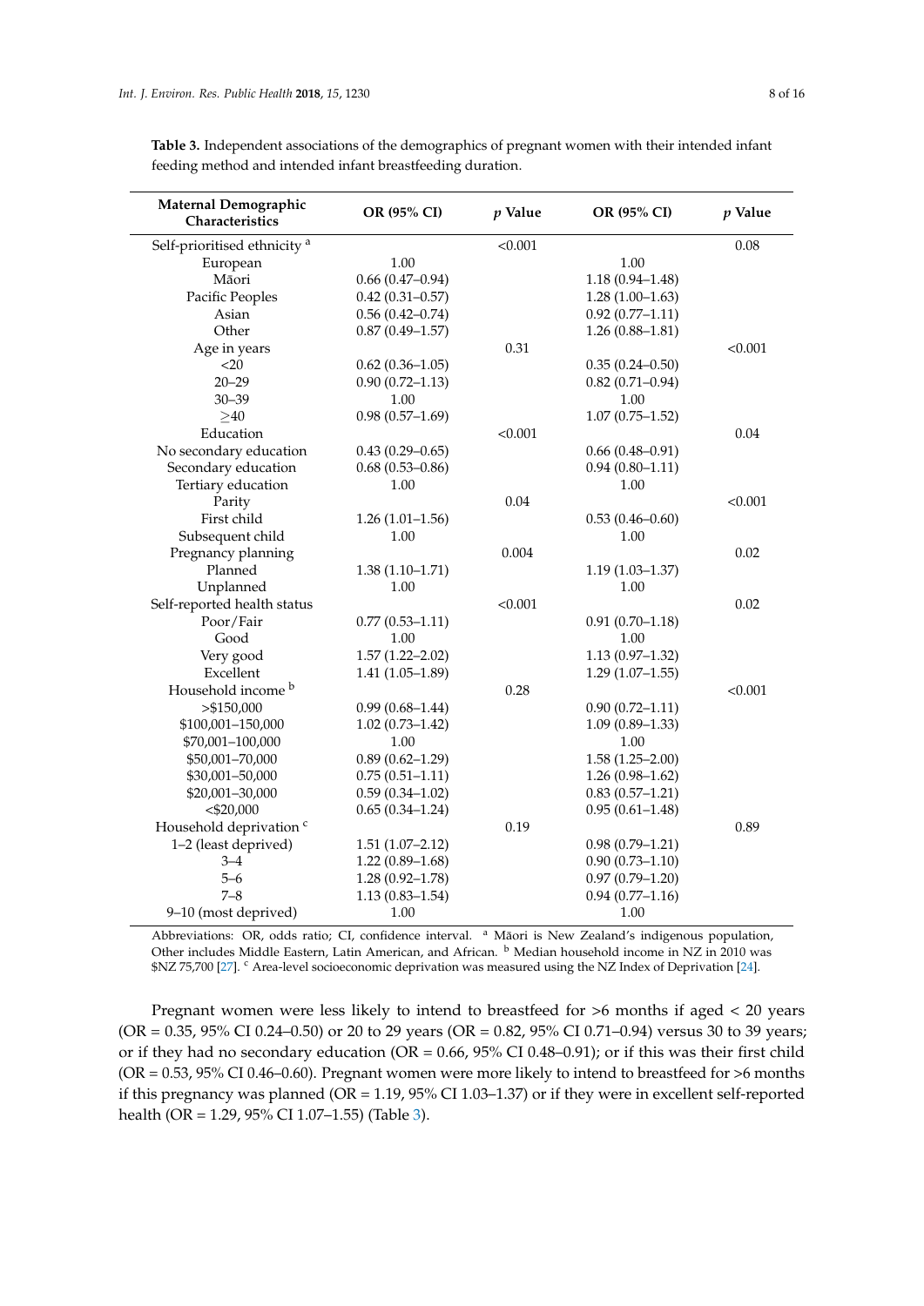**Table 3.** Independent associations of the demographics of pregnant women with their intended infant feeding method and intended infant breastfeeding duration.

| Maternal Demographic Characteristics | OR (95% CI) | *p* Value | OR (95% CI) | *p* Value |
|---|---|---|---|---|
| Self-prioritised ethnicity [a] | | <0.001 | | 0.08 |
| European | 1.00 | | 1.00 | |
| Māori | 0.66 (0.47–0.94) | | 1.18 (0.94–1.48) | |
| Pacific Peoples | 0.42 (0.31–0.57) | | 1.28 (1.00–1.63) | |
| Asian | 0.56 (0.42–0.74) | | 0.92 (0.77–1.11) | |
| Other | 0.87 (0.49–1.57) | | 1.26 (0.88–1.81) | |
| Age in years | | 0.31 | | <0.001 |
| <20 | 0.62 (0.36–1.05) | | 0.35 (0.24–0.50) | |
| 20–29 | 0.90 (0.72–1.13) | | 0.82 (0.71–0.94) | |
| 30–39 | 1.00 | | 1.00 | |
| ≥40 | 0.98 (0.57–1.69) | | 1.07 (0.75–1.52) | |
| Education | | <0.001 | | 0.04 |
| No secondary education | 0.43 (0.29–0.65) | | 0.66 (0.48–0.91) | |
| Secondary education | 0.68 (0.53–0.86) | | 0.94 (0.80–1.11) | |
| Tertiary education | 1.00 | | 1.00 | |
| Parity | | 0.04 | | <0.001 |
| First child | 1.26 (1.01–1.56) | | 0.53 (0.46–0.60) | |
| Subsequent child | 1.00 | | 1.00 | |
| Pregnancy planning | | 0.004 | | 0.02 |
| Planned | 1.38 (1.10–1.71) | | 1.19 (1.03–1.37) | |
| Unplanned | 1.00 | | 1.00 | |
| Self-reported health status | | <0.001 | | 0.02 |
| Poor/Fair | 0.77 (0.53–1.11) | | 0.91 (0.70–1.18) | |
| Good | 1.00 | | 1.00 | |
| Very good | 1.57 (1.22–2.02) | | 1.13 (0.97–1.32) | |
| Excellent | 1.41 (1.05–1.89) | | 1.29 (1.07–1.55) | |
| Household income [b] | | 0.28 | | <0.001 |
| >$150,000 | 0.99 (0.68–1.44) | | 0.90 (0.72–1.11) | |
| $100,001–150,000 | 1.02 (0.73–1.42) | | 1.09 (0.89–1.33) | |
| $70,001–100,000 | 1.00 | | 1.00 | |
| $50,001–70,000 | 0.89 (0.62–1.29) | | 1.58 (1.25–2.00) | |
| $30,001–50,000 | 0.75 (0.51–1.11) | | 1.26 (0.98–1.62) | |
| $20,001–30,000 | 0.59 (0.34–1.02) | | 0.83 (0.57–1.21) | |
| <$20,000 | 0.65 (0.34–1.24) | | 0.95 (0.61–1.48) | |
| Household deprivation [c] | | 0.19 | | 0.89 |
| 1–2 (least deprived) | 1.51 (1.07–2.12) | | 0.98 (0.79–1.21) | |
| 3–4 | 1.22 (0.89–1.68) | | 0.90 (0.73–1.10) | |
| 5–6 | 1.28 (0.92–1.78) | | 0.97 (0.79–1.20) | |
| 7–8 | 1.13 (0.83–1.54) | | 0.94 (0.77–1.16) | |
| 9–10 (most deprived) | 1.00 | | 1.00 | |

Abbreviations: OR, odds ratio; CI, confidence interval. [a] Māori is New Zealand's indigenous population, Other includes Middle Eastern, Latin American, and African. [b] Median household income in NZ in 2010 was $NZ 75,700 [27]. [c] Area-level socioeconomic deprivation was measured using the NZ Index of Deprivation [24].

Pregnant women were less likely to intend to breastfeed for >6 months if aged < 20 years (OR = 0.35, 95% CI 0.24–0.50) or 20 to 29 years (OR = 0.82, 95% CI 0.71–0.94) versus 30 to 39 years; or if they had no secondary education (OR = 0.66, 95% CI 0.48–0.91); or if this was their first child (OR = 0.53, 95% CI 0.46–0.60). Pregnant women were more likely to intend to breastfeed for >6 months if this pregnancy was planned (OR = 1.19, 95% CI 1.03–1.37) or if they were in excellent self-reported health (OR = 1.29, 95% CI 1.07–1.55) (Table 3).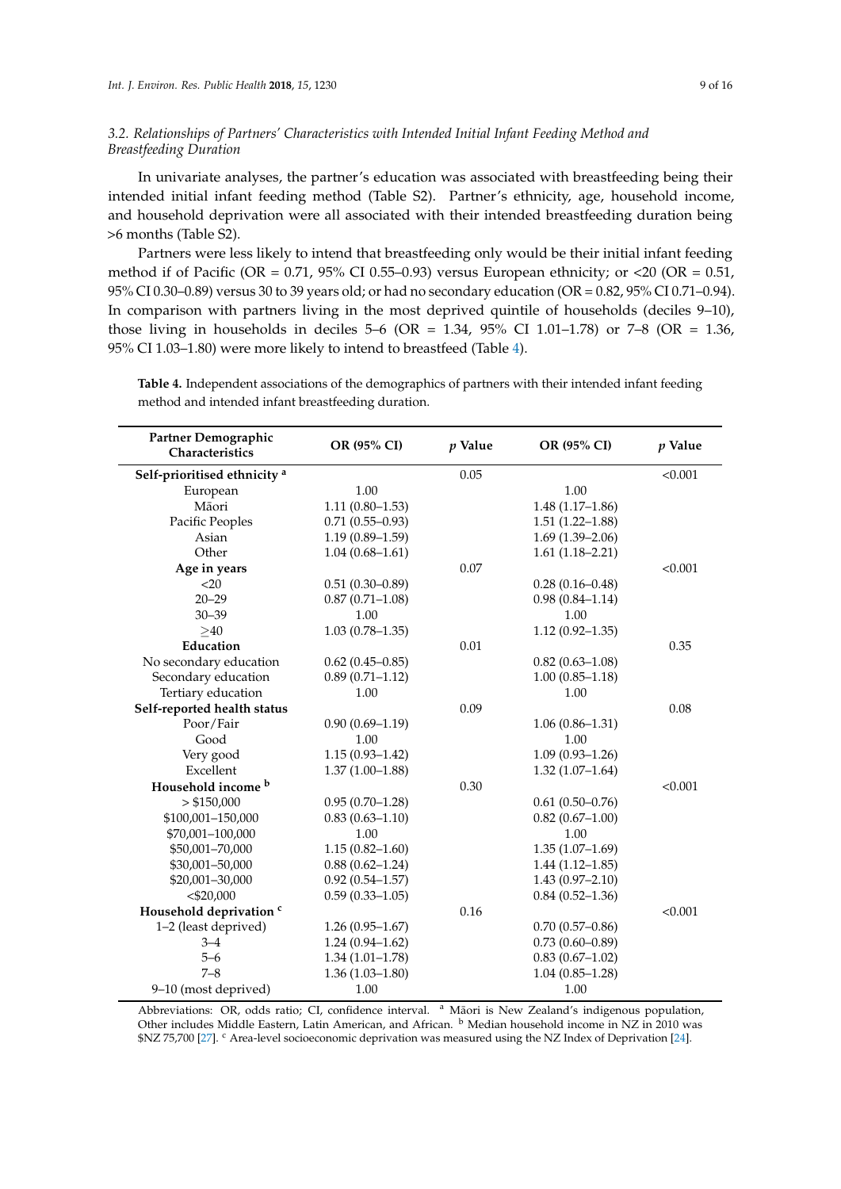### 3.2. Relationships of Partners' Characteristics with Intended Initial Infant Feeding Method and Breastfeeding Duration

In univariate analyses, the partner's education was associated with breastfeeding being their intended initial infant feeding method (Table S2). Partner's ethnicity, age, household income, and household deprivation were all associated with their intended breastfeeding duration being >6 months (Table S2).

Partners were less likely to intend that breastfeeding only would be their initial infant feeding method if of Pacific (OR = 0.71, 95% CI 0.55–0.93) versus European ethnicity; or <20 (OR = 0.51, 95% CI 0.30–0.89) versus 30 to 39 years old; or had no secondary education (OR = 0.82, 95% CI 0.71–0.94). In comparison with partners living in the most deprived quintile of households (deciles 9–10), those living in households in deciles 5–6 (OR = 1.34, 95% CI 1.01–1.78) or 7–8 (OR = 1.36, 95% CI 1.03–1.80) were more likely to intend to breastfeed (Table 4).

**Table 4.** Independent associations of the demographics of partners with their intended infant feeding method and intended infant breastfeeding duration.

| Partner Demographic Characteristics | OR (95% CI) | *p* Value | OR (95% CI) | *p* Value |
|---|---|---|---|---|
| **Self-prioritised ethnicity** [a] | | 0.05 | | <0.001 |
| European | 1.00 | | 1.00 | |
| Māori | 1.11 (0.80–1.53) | | 1.48 (1.17–1.86) | |
| Pacific Peoples | 0.71 (0.55–0.93) | | 1.51 (1.22–1.88) | |
| Asian | 1.19 (0.89–1.59) | | 1.69 (1.39–2.06) | |
| Other | 1.04 (0.68–1.61) | | 1.61 (1.18–2.21) | |
| **Age in years** | | 0.07 | | <0.001 |
| <20 | 0.51 (0.30–0.89) | | 0.28 (0.16–0.48) | |
| 20–29 | 0.87 (0.71–1.08) | | 0.98 (0.84–1.14) | |
| 30–39 | 1.00 | | 1.00 | |
| ≥40 | 1.03 (0.78–1.35) | | 1.12 (0.92–1.35) | |
| **Education** | | 0.01 | | 0.35 |
| No secondary education | 0.62 (0.45–0.85) | | 0.82 (0.63–1.08) | |
| Secondary education | 0.89 (0.71–1.12) | | 1.00 (0.85–1.18) | |
| Tertiary education | 1.00 | | 1.00 | |
| **Self-reported health status** | | 0.09 | | 0.08 |
| Poor/Fair | 0.90 (0.69–1.19) | | 1.06 (0.86–1.31) | |
| Good | 1.00 | | 1.00 | |
| Very good | 1.15 (0.93–1.42) | | 1.09 (0.93–1.26) | |
| Excellent | 1.37 (1.00–1.88) | | 1.32 (1.07–1.64) | |
| **Household income** [b] | | 0.30 | | <0.001 |
| > $150,000 | 0.95 (0.70–1.28) | | 0.61 (0.50–0.76) | |
| $100,001–150,000 | 0.83 (0.63–1.10) | | 0.82 (0.67–1.00) | |
| $70,001–100,000 | 1.00 | | 1.00 | |
| $50,001–70,000 | 1.15 (0.82–1.60) | | 1.35 (1.07–1.69) | |
| $30,001–50,000 | 0.88 (0.62–1.24) | | 1.44 (1.12–1.85) | |
| $20,001–30,000 | 0.92 (0.54–1.57) | | 1.43 (0.97–2.10) | |
| <$20,000 | 0.59 (0.33–1.05) | | 0.84 (0.52–1.36) | |
| **Household deprivation** [c] | | 0.16 | | <0.001 |
| 1–2 (least deprived) | 1.26 (0.95–1.67) | | 0.70 (0.57–0.86) | |
| 3–4 | 1.24 (0.94–1.62) | | 0.73 (0.60–0.89) | |
| 5–6 | 1.34 (1.01–1.78) | | 0.83 (0.67–1.02) | |
| 7–8 | 1.36 (1.03–1.80) | | 1.04 (0.85–1.28) | |
| 9–10 (most deprived) | 1.00 | | 1.00 | |

Abbreviations: OR, odds ratio; CI, confidence interval. [a] Māori is New Zealand's indigenous population, Other includes Middle Eastern, Latin American, and African. [b] Median household income in NZ in 2010 was $NZ 75,700 [27]. [c] Area-level socioeconomic deprivation was measured using the NZ Index of Deprivation [24].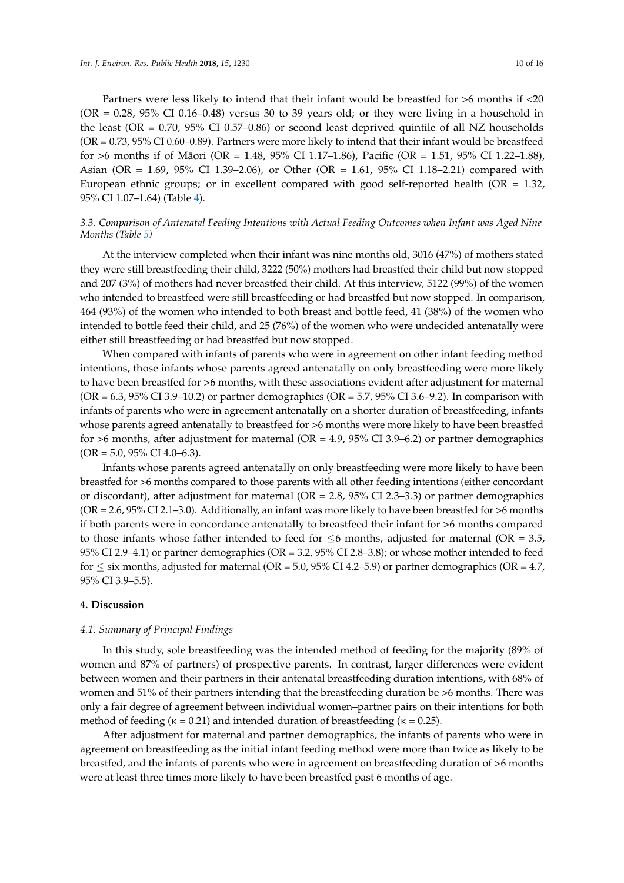Partners were less likely to intend that their infant would be breastfed for >6 months if <20 (OR = 0.28, 95% CI 0.16–0.48) versus 30 to 39 years old; or they were living in a household in the least (OR = 0.70, 95% CI 0.57–0.86) or second least deprived quintile of all NZ households (OR = 0.73, 95% CI 0.60–0.89). Partners were more likely to intend that their infant would be breastfeed for >6 months if of Māori (OR = 1.48, 95% CI 1.17–1.86), Pacific (OR = 1.51, 95% CI 1.22–1.88), Asian (OR = 1.69, 95% CI 1.39–2.06), or Other (OR = 1.61, 95% CI 1.18–2.21) compared with European ethnic groups; or in excellent compared with good self-reported health (OR = 1.32, 95% CI 1.07–1.64) (Table 4).

### *3.3. Comparison of Antenatal Feeding Intentions with Actual Feeding Outcomes when Infant was Aged Nine Months (Table 5)*

At the interview completed when their infant was nine months old, 3016 (47%) of mothers stated they were still breastfeeding their child, 3222 (50%) mothers had breastfed their child but now stopped and 207 (3%) of mothers had never breastfed their child. At this interview, 5122 (99%) of the women who intended to breastfeed were still breastfeeding or had breastfed but now stopped. In comparison, 464 (93%) of the women who intended to both breast and bottle feed, 41 (38%) of the women who intended to bottle feed their child, and 25 (76%) of the women who were undecided antenatally were either still breastfeeding or had breastfed but now stopped.

When compared with infants of parents who were in agreement on other infant feeding method intentions, those infants whose parents agreed antenatally on only breastfeeding were more likely to have been breastfed for >6 months, with these associations evident after adjustment for maternal (OR = 6.3, 95% CI 3.9–10.2) or partner demographics (OR = 5.7, 95% CI 3.6–9.2). In comparison with infants of parents who were in agreement antenatally on a shorter duration of breastfeeding, infants whose parents agreed antenatally to breastfeed for >6 months were more likely to have been breastfed for >6 months, after adjustment for maternal (OR = 4.9, 95% CI 3.9–6.2) or partner demographics (OR = 5.0, 95% CI 4.0–6.3).

Infants whose parents agreed antenatally on only breastfeeding were more likely to have been breastfed for >6 months compared to those parents with all other feeding intentions (either concordant or discordant), after adjustment for maternal (OR = 2.8, 95% CI 2.3–3.3) or partner demographics (OR = 2.6, 95% CI 2.1–3.0). Additionally, an infant was more likely to have been breastfed for >6 months if both parents were in concordance antenatally to breastfeed their infant for >6 months compared to those infants whose father intended to feed for $\leq$6 months, adjusted for maternal (OR = 3.5, 95% CI 2.9–4.1) or partner demographics (OR = 3.2, 95% CI 2.8–3.8); or whose mother intended to feed for $\leq$ six months, adjusted for maternal (OR = 5.0, 95% CI 4.2–5.9) or partner demographics (OR = 4.7, 95% CI 3.9–5.5).

## 4. Discussion

### *4.1. Summary of Principal Findings*

In this study, sole breastfeeding was the intended method of feeding for the majority (89% of women and 87% of partners) of prospective parents. In contrast, larger differences were evident between women and their partners in their antenatal breastfeeding duration intentions, with 68% of women and 51% of their partners intending that the breastfeeding duration be >6 months. There was only a fair degree of agreement between individual women–partner pairs on their intentions for both method of feeding ($\kappa = 0.21$) and intended duration of breastfeeding ($\kappa = 0.25$).

After adjustment for maternal and partner demographics, the infants of parents who were in agreement on breastfeeding as the initial infant feeding method were more than twice as likely to be breastfed, and the infants of parents who were in agreement on breastfeeding duration of >6 months were at least three times more likely to have been breastfed past 6 months of age.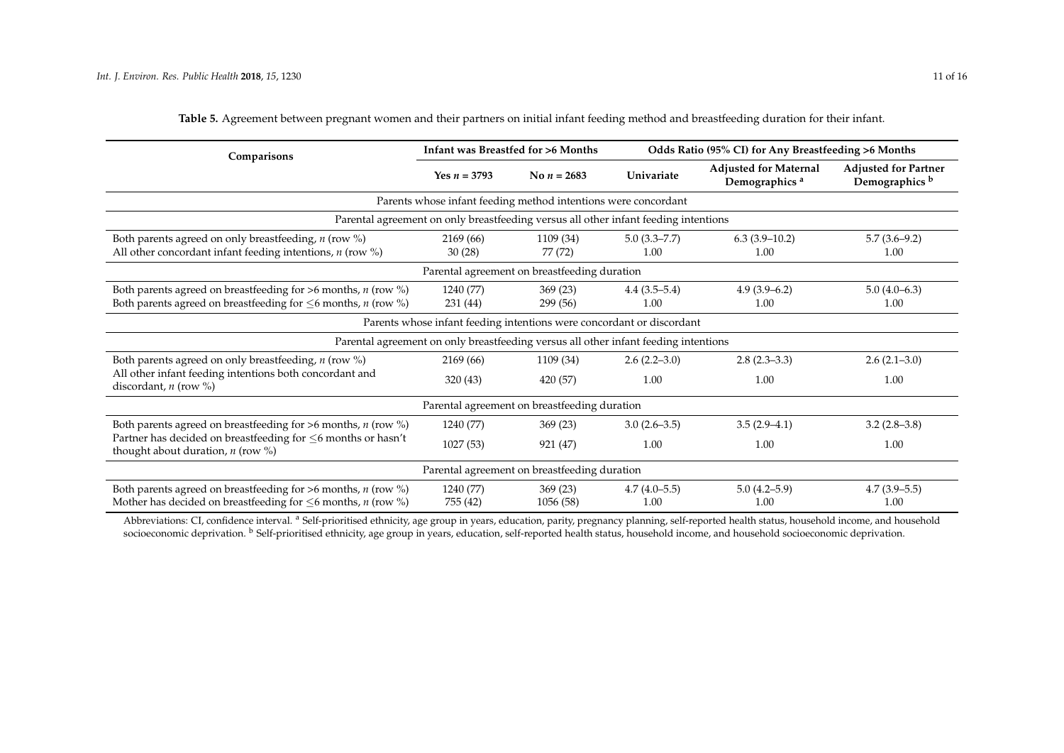**Table 5.** Agreement between pregnant women and their partners on initial infant feeding method and breastfeeding duration for their infant.

| Comparisons | Infant was Breastfed for >6 Months | | Odds Ratio (95% CI) for Any Breastfeeding >6 Months | | |
|---|---|---|---|---|---|
| | Yes $n$ = 3793 | No $n$ = 2683 | Univariate | Adjusted for Maternal Demographics [a] | Adjusted for Partner Demographics [b] |
| Parents whose infant feeding method intentions were concordant | | | | | |
| Parental agreement on only breastfeeding versus all other infant feeding intentions | | | | | |
| Both parents agreed on only breastfeeding, $n$ (row %) | 2169 (66) | 1109 (34) | 5.0 (3.3–7.7) | 6.3 (3.9–10.2) | 5.7 (3.6–9.2) |
| All other concordant infant feeding intentions, $n$ (row %) | 30 (28) | 77 (72) | 1.00 | 1.00 | 1.00 |
| Parental agreement on breastfeeding duration | | | | | |
| Both parents agreed on breastfeeding for >6 months, $n$ (row %) | 1240 (77) | 369 (23) | 4.4 (3.5–5.4) | 4.9 (3.9–6.2) | 5.0 (4.0–6.3) |
| Both parents agreed on breastfeeding for ≤6 months, $n$ (row %) | 231 (44) | 299 (56) | 1.00 | 1.00 | 1.00 |
| Parents whose infant feeding intentions were concordant or discordant | | | | | |
| Parental agreement on only breastfeeding versus all other infant feeding intentions | | | | | |
| Both parents agreed on only breastfeeding, $n$ (row %) | 2169 (66) | 1109 (34) | 2.6 (2.2–3.0) | 2.8 (2.3–3.3) | 2.6 (2.1–3.0) |
| All other infant feeding intentions both concordant and discordant, $n$ (row %) | 320 (43) | 420 (57) | 1.00 | 1.00 | 1.00 |
| Parental agreement on breastfeeding duration | | | | | |
| Both parents agreed on breastfeeding for >6 months, $n$ (row %) | 1240 (77) | 369 (23) | 3.0 (2.6–3.5) | 3.5 (2.9–4.1) | 3.2 (2.8–3.8) |
| Partner has decided on breastfeeding for ≤6 months or hasn't thought about duration, $n$ (row %) | 1027 (53) | 921 (47) | 1.00 | 1.00 | 1.00 |
| Parental agreement on breastfeeding duration | | | | | |
| Both parents agreed on breastfeeding for >6 months, $n$ (row %) | 1240 (77) | 369 (23) | 4.7 (4.0–5.5) | 5.0 (4.2–5.9) | 4.7 (3.9–5.5) |
| Mother has decided on breastfeeding for ≤6 months, $n$ (row %) | 755 (42) | 1056 (58) | 1.00 | 1.00 | 1.00 |

Abbreviations: CI, confidence interval. [a] Self-prioritised ethnicity, age group in years, education, parity, pregnancy planning, self-reported health status, household income, and household socioeconomic deprivation. [b] Self-prioritised ethnicity, age group in years, education, self-reported health status, household income, and household socioeconomic deprivation.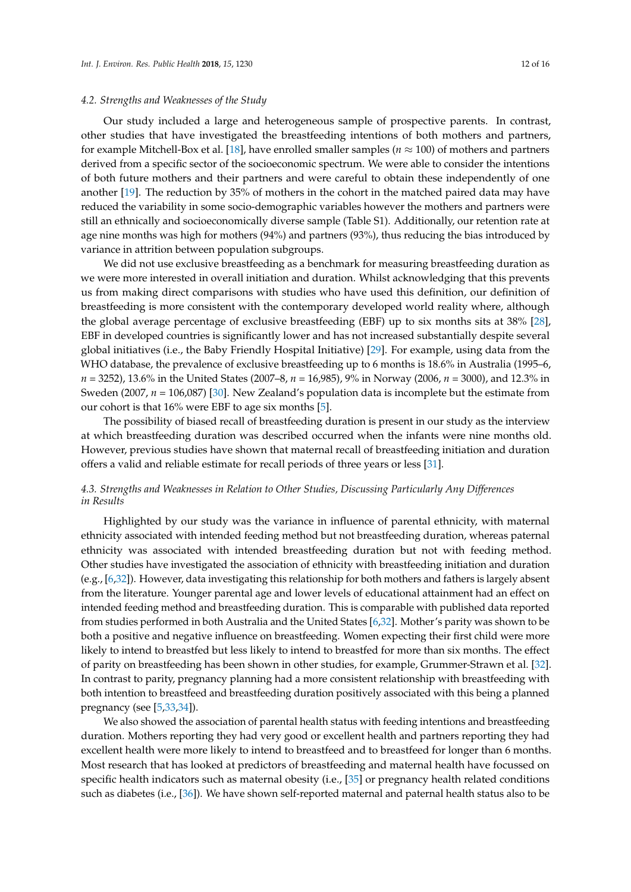### 4.2. Strengths and Weaknesses of the Study

Our study included a large and heterogeneous sample of prospective parents. In contrast, other studies that have investigated the breastfeeding intentions of both mothers and partners, for example Mitchell-Box et al. [18], have enrolled smaller samples ($n \approx 100$) of mothers and partners derived from a specific sector of the socioeconomic spectrum. We were able to consider the intentions of both future mothers and their partners and were careful to obtain these independently of one another [19]. The reduction by 35% of mothers in the cohort in the matched paired data may have reduced the variability in some socio-demographic variables however the mothers and partners were still an ethnically and socioeconomically diverse sample (Table S1). Additionally, our retention rate at age nine months was high for mothers (94%) and partners (93%), thus reducing the bias introduced by variance in attrition between population subgroups.

We did not use exclusive breastfeeding as a benchmark for measuring breastfeeding duration as we were more interested in overall initiation and duration. Whilst acknowledging that this prevents us from making direct comparisons with studies who have used this definition, our definition of breastfeeding is more consistent with the contemporary developed world reality where, although the global average percentage of exclusive breastfeeding (EBF) up to six months sits at 38% [28], EBF in developed countries is significantly lower and has not increased substantially despite several global initiatives (i.e., the Baby Friendly Hospital Initiative) [29]. For example, using data from the WHO database, the prevalence of exclusive breastfeeding up to 6 months is 18.6% in Australia (1995–6, $n = 3252$), 13.6% in the United States (2007–8, $n = 16{,}985$), 9% in Norway (2006, $n = 3000$), and 12.3% in Sweden (2007, $n = 106{,}087$) [30]. New Zealand's population data is incomplete but the estimate from our cohort is that 16% were EBF to age six months [5].

The possibility of biased recall of breastfeeding duration is present in our study as the interview at which breastfeeding duration was described occurred when the infants were nine months old. However, previous studies have shown that maternal recall of breastfeeding initiation and duration offers a valid and reliable estimate for recall periods of three years or less [31].

### 4.3. Strengths and Weaknesses in Relation to Other Studies, Discussing Particularly Any Differences in Results

Highlighted by our study was the variance in influence of parental ethnicity, with maternal ethnicity associated with intended feeding method but not breastfeeding duration, whereas paternal ethnicity was associated with intended breastfeeding duration but not with feeding method. Other studies have investigated the association of ethnicity with breastfeeding initiation and duration (e.g., [6,32]). However, data investigating this relationship for both mothers and fathers is largely absent from the literature. Younger parental age and lower levels of educational attainment had an effect on intended feeding method and breastfeeding duration. This is comparable with published data reported from studies performed in both Australia and the United States [6,32]. Mother's parity was shown to be both a positive and negative influence on breastfeeding. Women expecting their first child were more likely to intend to breastfed but less likely to intend to breastfed for more than six months. The effect of parity on breastfeeding has been shown in other studies, for example, Grummer-Strawn et al. [32]. In contrast to parity, pregnancy planning had a more consistent relationship with breastfeeding with both intention to breastfeed and breastfeeding duration positively associated with this being a planned pregnancy (see [5,33,34]).

We also showed the association of parental health status with feeding intentions and breastfeeding duration. Mothers reporting they had very good or excellent health and partners reporting they had excellent health were more likely to intend to breastfeed and to breastfeed for longer than 6 months. Most research that has looked at predictors of breastfeeding and maternal health have focussed on specific health indicators such as maternal obesity (i.e., [35] or pregnancy health related conditions such as diabetes (i.e., [36]). We have shown self-reported maternal and paternal health status also to be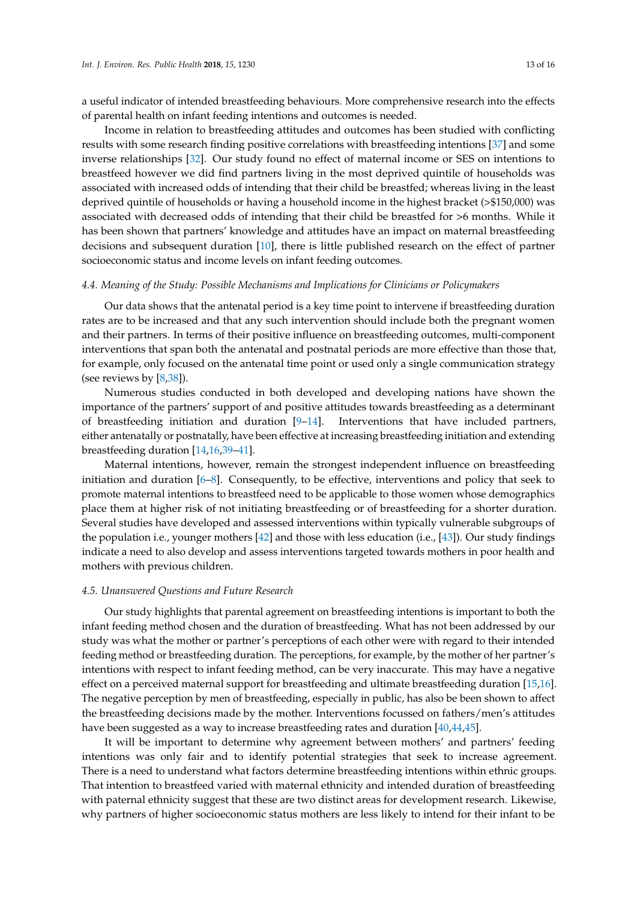a useful indicator of intended breastfeeding behaviours. More comprehensive research into the effects of parental health on infant feeding intentions and outcomes is needed.

Income in relation to breastfeeding attitudes and outcomes has been studied with conflicting results with some research finding positive correlations with breastfeeding intentions [37] and some inverse relationships [32]. Our study found no effect of maternal income or SES on intentions to breastfeed however we did find partners living in the most deprived quintile of households was associated with increased odds of intending that their child be breastfed; whereas living in the least deprived quintile of households or having a household income in the highest bracket (>$150,000) was associated with decreased odds of intending that their child be breastfed for >6 months. While it has been shown that partners' knowledge and attitudes have an impact on maternal breastfeeding decisions and subsequent duration [10], there is little published research on the effect of partner socioeconomic status and income levels on infant feeding outcomes.

### *4.4. Meaning of the Study: Possible Mechanisms and Implications for Clinicians or Policymakers*

Our data shows that the antenatal period is a key time point to intervene if breastfeeding duration rates are to be increased and that any such intervention should include both the pregnant women and their partners. In terms of their positive influence on breastfeeding outcomes, multi-component interventions that span both the antenatal and postnatal periods are more effective than those that, for example, only focused on the antenatal time point or used only a single communication strategy (see reviews by [8,38]).

Numerous studies conducted in both developed and developing nations have shown the importance of the partners' support of and positive attitudes towards breastfeeding as a determinant of breastfeeding initiation and duration [9–14]. Interventions that have included partners, either antenatally or postnatally, have been effective at increasing breastfeeding initiation and extending breastfeeding duration [14,16,39–41].

Maternal intentions, however, remain the strongest independent influence on breastfeeding initiation and duration [6–8]. Consequently, to be effective, interventions and policy that seek to promote maternal intentions to breastfeed need to be applicable to those women whose demographics place them at higher risk of not initiating breastfeeding or of breastfeeding for a shorter duration. Several studies have developed and assessed interventions within typically vulnerable subgroups of the population i.e., younger mothers [42] and those with less education (i.e., [43]). Our study findings indicate a need to also develop and assess interventions targeted towards mothers in poor health and mothers with previous children.

### *4.5. Unanswered Questions and Future Research*

Our study highlights that parental agreement on breastfeeding intentions is important to both the infant feeding method chosen and the duration of breastfeeding. What has not been addressed by our study was what the mother or partner's perceptions of each other were with regard to their intended feeding method or breastfeeding duration. The perceptions, for example, by the mother of her partner's intentions with respect to infant feeding method, can be very inaccurate. This may have a negative effect on a perceived maternal support for breastfeeding and ultimate breastfeeding duration [15,16]. The negative perception by men of breastfeeding, especially in public, has also be been shown to affect the breastfeeding decisions made by the mother. Interventions focussed on fathers/men's attitudes have been suggested as a way to increase breastfeeding rates and duration [40,44,45].

It will be important to determine why agreement between mothers' and partners' feeding intentions was only fair and to identify potential strategies that seek to increase agreement. There is a need to understand what factors determine breastfeeding intentions within ethnic groups. That intention to breastfeed varied with maternal ethnicity and intended duration of breastfeeding with paternal ethnicity suggest that these are two distinct areas for development research. Likewise, why partners of higher socioeconomic status mothers are less likely to intend for their infant to be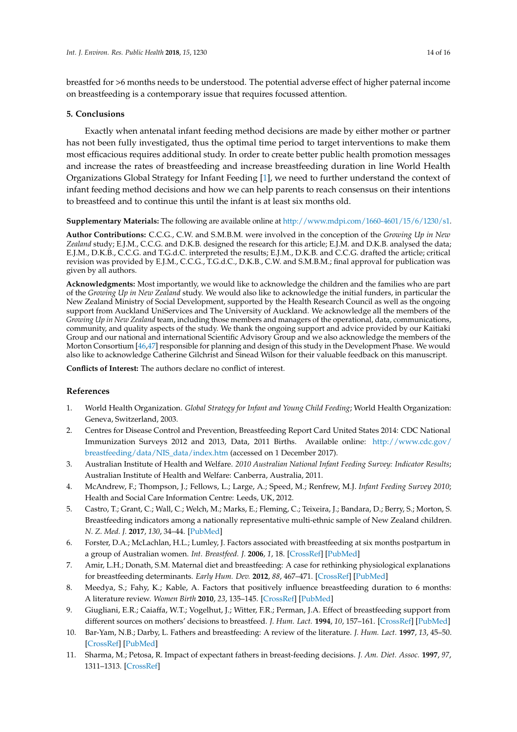breastfed for >6 months needs to be understood. The potential adverse effect of higher paternal income on breastfeeding is a contemporary issue that requires focussed attention.

## 5. Conclusions

Exactly when antenatal infant feeding method decisions are made by either mother or partner has not been fully investigated, thus the optimal time period to target interventions to make them most efficacious requires additional study. In order to create better public health promotion messages and increase the rates of breastfeeding and increase breastfeeding duration in line World Health Organizations Global Strategy for Infant Feeding [1], we need to further understand the context of infant feeding method decisions and how we can help parents to reach consensus on their intentions to breastfeed and to continue this until the infant is at least six months old.

**Supplementary Materials:** The following are available online at http://www.mdpi.com/1660-4601/15/6/1230/s1.

**Author Contributions:** C.C.G., C.W. and S.M.B.M. were involved in the conception of the *Growing Up in New Zealand* study; E.J.M., C.C.G. and D.K.B. designed the research for this article; E.J.M. and D.K.B. analysed the data; E.J.M., D.K.B., C.C.G. and T.G.d.C. interpreted the results; E.J.M., D.K.B. and C.C.G. drafted the article; critical revision was provided by E.J.M., C.C.G., T.G.d.C., D.K.B., C.W. and S.M.B.M.; final approval for publication was given by all authors.

**Acknowledgments:** Most importantly, we would like to acknowledge the children and the families who are part of the *Growing Up in New Zealand* study. We would also like to acknowledge the initial funders, in particular the New Zealand Ministry of Social Development, supported by the Health Research Council as well as the ongoing support from Auckland UniServices and The University of Auckland. We acknowledge all the members of the *Growing Up in New Zealand* team, including those members and managers of the operational, data, communications, community, and quality aspects of the study. We thank the ongoing support and advice provided by our Kaitiaki Group and our national and international Scientific Advisory Group and we also acknowledge the members of the Morton Consortium [46,47] responsible for planning and design of this study in the Development Phase. We would also like to acknowledge Catherine Gilchrist and Sinead Wilson for their valuable feedback on this manuscript.

**Conflicts of Interest:** The authors declare no conflict of interest.

## References

1. World Health Organization. *Global Strategy for Infant and Young Child Feeding*; World Health Organization: Geneva, Switzerland, 2003.
2. Centres for Disease Control and Prevention, Breastfeeding Report Card United States 2014: CDC National Immunization Surveys 2012 and 2013, Data, 2011 Births. Available online: http://www.cdc.gov/breastfeeding/data/NIS_data/index.htm (accessed on 1 December 2017).
3. Australian Institute of Health and Welfare. *2010 Australian National Infant Feeding Survey: Indicator Results*; Australian Institute of Health and Welfare: Canberra, Australia, 2011.
4. McAndrew, F.; Thompson, J.; Fellows, L.; Large, A.; Speed, M.; Renfrew, M.J. *Infant Feeding Survey 2010*; Health and Social Care Information Centre: Leeds, UK, 2012.
5. Castro, T.; Grant, C.; Wall, C.; Welch, M.; Marks, E.; Fleming, C.; Teixeira, J.; Bandara, D.; Berry, S.; Morton, S. Breastfeeding indicators among a nationally representative multi-ethnic sample of New Zealand children. *N. Z. Med. J.* **2017**, *130*, 34–44. [PubMed]
6. Forster, D.A.; McLachlan, H.L.; Lumley, J. Factors associated with breastfeeding at six months postpartum in a group of Australian women. *Int. Breastfeed. J.* **2006**, *1*, 18. [CrossRef] [PubMed]
7. Amir, L.H.; Donath, S.M. Maternal diet and breastfeeding: A case for rethinking physiological explanations for breastfeeding determinants. *Early Hum. Dev.* **2012**, *88*, 467–471. [CrossRef] [PubMed]
8. Meedya, S.; Fahy, K.; Kable, A. Factors that positively influence breastfeeding duration to 6 months: A literature review. *Women Birth* **2010**, *23*, 135–145. [CrossRef] [PubMed]
9. Giugliani, E.R.; Caiaffa, W.T.; Vogelhut, J.; Witter, F.R.; Perman, J.A. Effect of breastfeeding support from different sources on mothers' decisions to breastfeed. *J. Hum. Lact.* **1994**, *10*, 157–161. [CrossRef] [PubMed]
10. Bar-Yam, N.B.; Darby, L. Fathers and breastfeeding: A review of the literature. *J. Hum. Lact.* **1997**, *13*, 45–50. [CrossRef] [PubMed]
11. Sharma, M.; Petosa, R. Impact of expectant fathers in breast-feeding decisions. *J. Am. Diet. Assoc.* **1997**, *97*, 1311–1313. [CrossRef]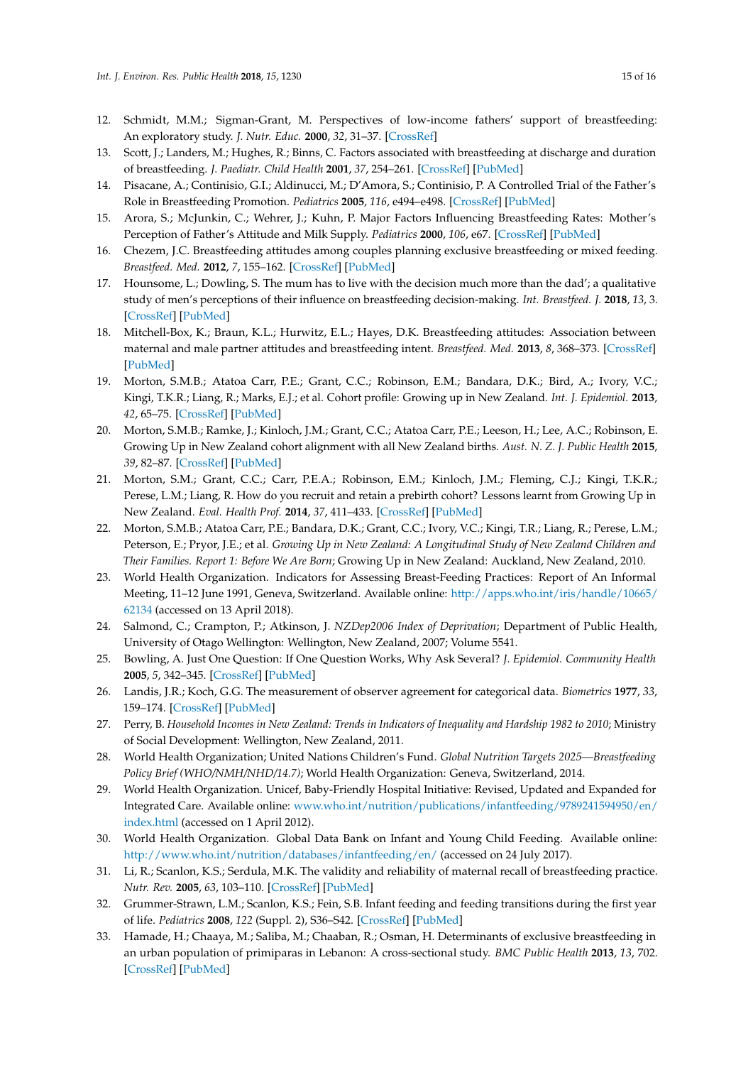12. Schmidt, M.M.; Sigman-Grant, M. Perspectives of low-income fathers' support of breastfeeding: An exploratory study. *J. Nutr. Educ.* **2000**, *32*, 31–37. [CrossRef]
13. Scott, J.; Landers, M.; Hughes, R.; Binns, C. Factors associated with breastfeeding at discharge and duration of breastfeeding. *J. Paediatr. Child Health* **2001**, *37*, 254–261. [CrossRef] [PubMed]
14. Pisacane, A.; Continisio, G.I.; Aldinucci, M.; D'Amora, S.; Continisio, P. A Controlled Trial of the Father's Role in Breastfeeding Promotion. *Pediatrics* **2005**, *116*, e494–e498. [CrossRef] [PubMed]
15. Arora, S.; McJunkin, C.; Wehrer, J.; Kuhn, P. Major Factors Influencing Breastfeeding Rates: Mother's Perception of Father's Attitude and Milk Supply. *Pediatrics* **2000**, *106*, e67. [CrossRef] [PubMed]
16. Chezem, J.C. Breastfeeding attitudes among couples planning exclusive breastfeeding or mixed feeding. *Breastfeed. Med.* **2012**, *7*, 155–162. [CrossRef] [PubMed]
17. Hounsome, L.; Dowling, S. The mum has to live with the decision much more than the dad'; a qualitative study of men's perceptions of their influence on breastfeeding decision-making. *Int. Breastfeed. J.* **2018**, *13*, 3. [CrossRef] [PubMed]
18. Mitchell-Box, K.; Braun, K.L.; Hurwitz, E.L.; Hayes, D.K. Breastfeeding attitudes: Association between maternal and male partner attitudes and breastfeeding intent. *Breastfeed. Med.* **2013**, *8*, 368–373. [CrossRef] [PubMed]
19. Morton, S.M.B.; Atatoa Carr, P.E.; Grant, C.C.; Robinson, E.M.; Bandara, D.K.; Bird, A.; Ivory, V.C.; Kingi, T.K.R.; Liang, R.; Marks, E.J.; et al. Cohort profile: Growing up in New Zealand. *Int. J. Epidemiol.* **2013**, *42*, 65–75. [CrossRef] [PubMed]
20. Morton, S.M.B.; Ramke, J.; Kinloch, J.M.; Grant, C.C.; Atatoa Carr, P.E.; Leeson, H.; Lee, A.C.; Robinson, E. Growing Up in New Zealand cohort alignment with all New Zealand births. *Aust. N. Z. J. Public Health* **2015**, *39*, 82–87. [CrossRef] [PubMed]
21. Morton, S.M.; Grant, C.C.; Carr, P.E.A.; Robinson, E.M.; Kinloch, J.M.; Fleming, C.J.; Kingi, T.K.R.; Perese, L.M.; Liang, R. How do you recruit and retain a prebirth cohort? Lessons learnt from Growing Up in New Zealand. *Eval. Health Prof.* **2014**, *37*, 411–433. [CrossRef] [PubMed]
22. Morton, S.M.B.; Atatoa Carr, P.E.; Bandara, D.K.; Grant, C.C.; Ivory, V.C.; Kingi, T.R.; Liang, R.; Perese, L.M.; Peterson, E.; Pryor, J.E.; et al. *Growing Up in New Zealand: A Longitudinal Study of New Zealand Children and Their Families. Report 1: Before We Are Born*; Growing Up in New Zealand: Auckland, New Zealand, 2010.
23. World Health Organization. Indicators for Assessing Breast-Feeding Practices: Report of An Informal Meeting, 11–12 June 1991, Geneva, Switzerland. Available online: http://apps.who.int/iris/handle/10665/62134 (accessed on 13 April 2018).
24. Salmond, C.; Crampton, P.; Atkinson, J. *NZDep2006 Index of Deprivation*; Department of Public Health, University of Otago Wellington: Wellington, New Zealand, 2007; Volume 5541.
25. Bowling, A. Just One Question: If One Question Works, Why Ask Several? *J. Epidemiol. Community Health* **2005**, *5*, 342–345. [CrossRef] [PubMed]
26. Landis, J.R.; Koch, G.G. The measurement of observer agreement for categorical data. *Biometrics* **1977**, *33*, 159–174. [CrossRef] [PubMed]
27. Perry, B. *Household Incomes in New Zealand: Trends in Indicators of Inequality and Hardship 1982 to 2010*; Ministry of Social Development: Wellington, New Zealand, 2011.
28. World Health Organization; United Nations Children's Fund. *Global Nutrition Targets 2025—Breastfeeding Policy Brief (WHO/NMH/NHD/14.7)*; World Health Organization: Geneva, Switzerland, 2014.
29. World Health Organization. Unicef, Baby-Friendly Hospital Initiative: Revised, Updated and Expanded for Integrated Care. Available online: www.who.int/nutrition/publications/infantfeeding/9789241594950/en/index.html (accessed on 1 April 2012).
30. World Health Organization. Global Data Bank on Infant and Young Child Feeding. Available online: http://www.who.int/nutrition/databases/infantfeeding/en/ (accessed on 24 July 2017).
31. Li, R.; Scanlon, K.S.; Serdula, M.K. The validity and reliability of maternal recall of breastfeeding practice. *Nutr. Rev.* **2005**, *63*, 103–110. [CrossRef] [PubMed]
32. Grummer-Strawn, L.M.; Scanlon, K.S.; Fein, S.B. Infant feeding and feeding transitions during the first year of life. *Pediatrics* **2008**, *122* (Suppl. 2), S36–S42. [CrossRef] [PubMed]
33. Hamade, H.; Chaaya, M.; Saliba, M.; Chaaban, R.; Osman, H. Determinants of exclusive breastfeeding in an urban population of primiparas in Lebanon: A cross-sectional study. *BMC Public Health* **2013**, *13*, 702. [CrossRef] [PubMed]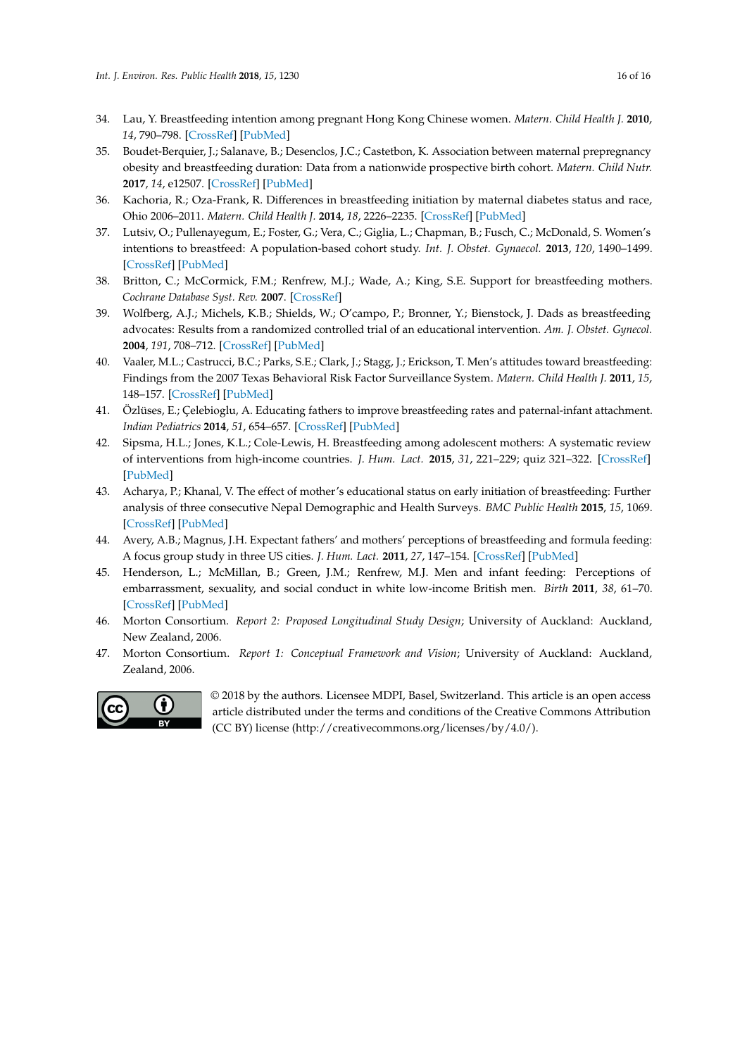34. Lau, Y. Breastfeeding intention among pregnant Hong Kong Chinese women. *Matern. Child Health J.* **2010**, *14*, 790–798. [CrossRef] [PubMed]
35. Boudet-Berquier, J.; Salanave, B.; Desenclos, J.C.; Castetbon, K. Association between maternal prepregnancy obesity and breastfeeding duration: Data from a nationwide prospective birth cohort. *Matern. Child Nutr.* **2017**, *14*, e12507. [CrossRef] [PubMed]
36. Kachoria, R.; Oza-Frank, R. Differences in breastfeeding initiation by maternal diabetes status and race, Ohio 2006–2011. *Matern. Child Health J.* **2014**, *18*, 2226–2235. [CrossRef] [PubMed]
37. Lutsiv, O.; Pullenayegum, E.; Foster, G.; Vera, C.; Giglia, L.; Chapman, B.; Fusch, C.; McDonald, S. Women's intentions to breastfeed: A population-based cohort study. *Int. J. Obstet. Gynaecol.* **2013**, *120*, 1490–1499. [CrossRef] [PubMed]
38. Britton, C.; McCormick, F.M.; Renfrew, M.J.; Wade, A.; King, S.E. Support for breastfeeding mothers. *Cochrane Database Syst. Rev.* **2007**. [CrossRef]
39. Wolfberg, A.J.; Michels, K.B.; Shields, W.; O'campo, P.; Bronner, Y.; Bienstock, J. Dads as breastfeeding advocates: Results from a randomized controlled trial of an educational intervention. *Am. J. Obstet. Gynecol.* **2004**, *191*, 708–712. [CrossRef] [PubMed]
40. Vaaler, M.L.; Castrucci, B.C.; Parks, S.E.; Clark, J.; Stagg, J.; Erickson, T. Men's attitudes toward breastfeeding: Findings from the 2007 Texas Behavioral Risk Factor Surveillance System. *Matern. Child Health J.* **2011**, *15*, 148–157. [CrossRef] [PubMed]
41. Özlüses, E.; Çelebioglu, A. Educating fathers to improve breastfeeding rates and paternal-infant attachment. *Indian Pediatrics* **2014**, *51*, 654–657. [CrossRef] [PubMed]
42. Sipsma, H.L.; Jones, K.L.; Cole-Lewis, H. Breastfeeding among adolescent mothers: A systematic review of interventions from high-income countries. *J. Hum. Lact.* **2015**, *31*, 221–229; quiz 321–322. [CrossRef] [PubMed]
43. Acharya, P.; Khanal, V. The effect of mother's educational status on early initiation of breastfeeding: Further analysis of three consecutive Nepal Demographic and Health Surveys. *BMC Public Health* **2015**, *15*, 1069. [CrossRef] [PubMed]
44. Avery, A.B.; Magnus, J.H. Expectant fathers' and mothers' perceptions of breastfeeding and formula feeding: A focus group study in three US cities. *J. Hum. Lact.* **2011**, *27*, 147–154. [CrossRef] [PubMed]
45. Henderson, L.; McMillan, B.; Green, J.M.; Renfrew, M.J. Men and infant feeding: Perceptions of embarrassment, sexuality, and social conduct in white low-income British men. *Birth* **2011**, *38*, 61–70. [CrossRef] [PubMed]
46. Morton Consortium. *Report 2: Proposed Longitudinal Study Design*; University of Auckland: Auckland, New Zealand, 2006.
47. Morton Consortium. *Report 1: Conceptual Framework and Vision*; University of Auckland: Auckland, Zealand, 2006.

© 2018 by the authors. Licensee MDPI, Basel, Switzerland. This article is an open access article distributed under the terms and conditions of the Creative Commons Attribution (CC BY) license (http://creativecommons.org/licenses/by/4.0/).